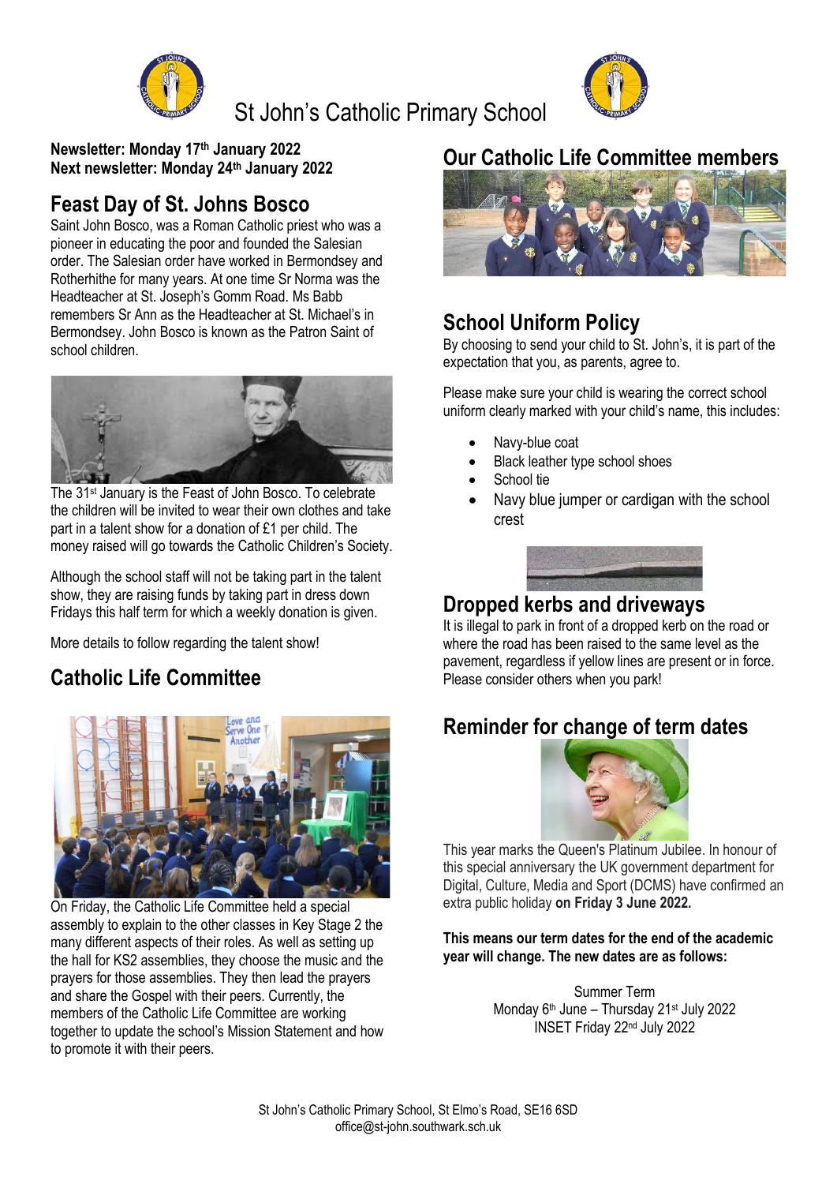# St John's Catholic Primary School

**Newsletter: Monday 17th January 2022**
**Next newsletter: Monday 24th January 2022**

## Feast Day of St. Johns Bosco

Saint John Bosco, was a Roman Catholic priest who was a pioneer in educating the poor and founded the Salesian order. The Salesian order have worked in Bermondsey and Rotherhithe for many years. At one time Sr Norma was the Headteacher at St. Joseph's Gomm Road. Ms Babb remembers Sr Ann as the Headteacher at St. Michael's in Bermondsey. John Bosco is known as the Patron Saint of school children.

The 31st January is the Feast of John Bosco. To celebrate the children will be invited to wear their own clothes and take part in a talent show for a donation of £1 per child. The money raised will go towards the Catholic Children's Society.

Although the school staff will not be taking part in the talent show, they are raising funds by taking part in dress down Fridays this half term for which a weekly donation is given.

More details to follow regarding the talent show!

## Catholic Life Committee

On Friday, the Catholic Life Committee held a special assembly to explain to the other classes in Key Stage 2 the many different aspects of their roles. As well as setting up the hall for KS2 assemblies, they choose the music and the prayers for those assemblies. They then lead the prayers and share the Gospel with their peers. Currently, the members of the Catholic Life Committee are working together to update the school's Mission Statement and how to promote it with their peers.

## Our Catholic Life Committee members

## School Uniform Policy

By choosing to send your child to St. John's, it is part of the expectation that you, as parents, agree to.

Please make sure your child is wearing the correct school uniform clearly marked with your child's name, this includes:

- Navy-blue coat
- Black leather type school shoes
- School tie
- Navy blue jumper or cardigan with the school crest

## Dropped kerbs and driveways

It is illegal to park in front of a dropped kerb on the road or where the road has been raised to the same level as the pavement, regardless if yellow lines are present or in force. Please consider others when you park!

## Reminder for change of term dates

This year marks the Queen's Platinum Jubilee. In honour of this special anniversary the UK government department for Digital, Culture, Media and Sport (DCMS) have confirmed an extra public holiday **on Friday 3 June 2022.**

**This means our term dates for the end of the academic year will change. The new dates are as follows:**

Summer Term
Monday 6th June – Thursday 21st July 2022
INSET Friday 22nd July 2022

St John's Catholic Primary School, St Elmo's Road, SE16 6SD
office@st-john.southwark.sch.uk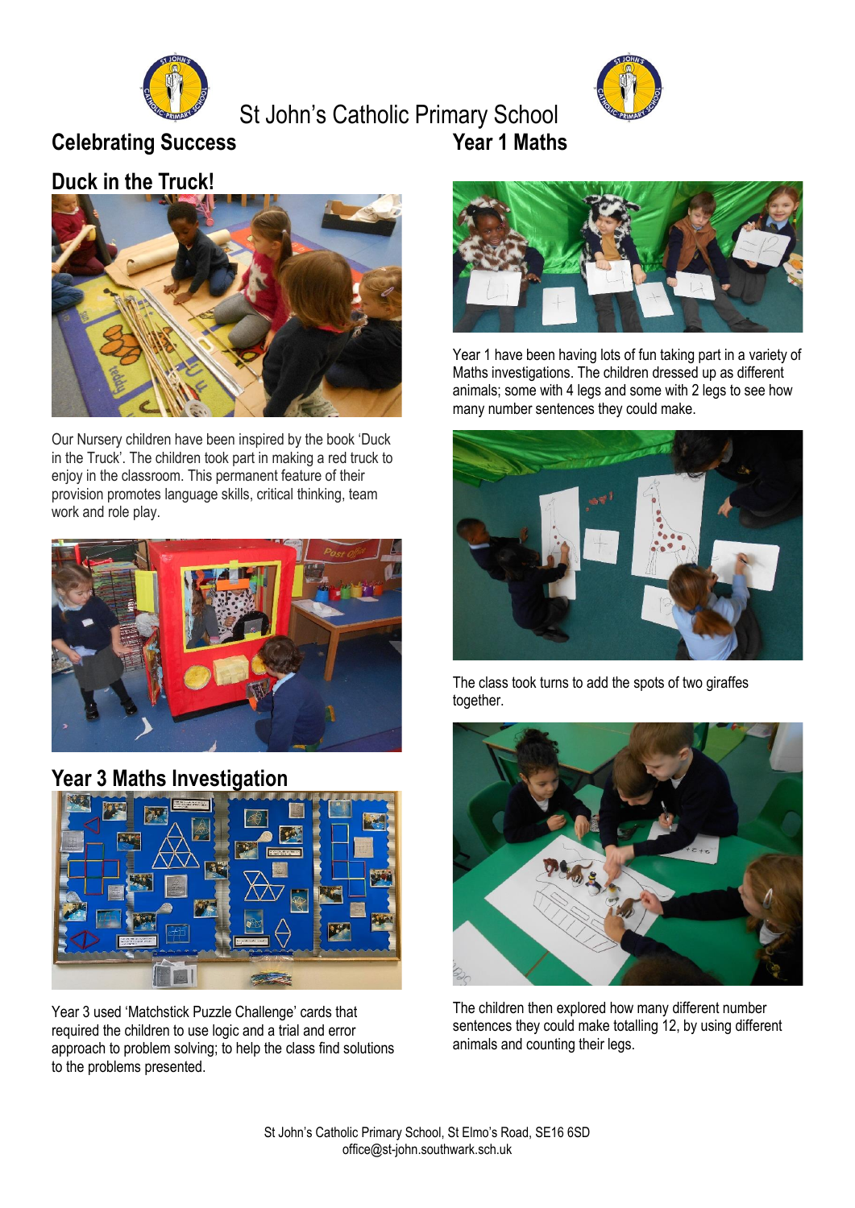# St John's Catholic Primary School

## Celebrating Success

### Duck in the Truck!

Our Nursery children have been inspired by the book 'Duck in the Truck'. The children took part in making a red truck to enjoy in the classroom. This permanent feature of their provision promotes language skills, critical thinking, team work and role play.

### Year 3 Maths Investigation

Year 3 used 'Matchstick Puzzle Challenge' cards that required the children to use logic and a trial and error approach to problem solving; to help the class find solutions to the problems presented.

## Year 1 Maths

Year 1 have been having lots of fun taking part in a variety of Maths investigations. The children dressed up as different animals; some with 4 legs and some with 2 legs to see how many number sentences they could make.

The class took turns to add the spots of two giraffes together.

The children then explored how many different number sentences they could make totalling 12, by using different animals and counting their legs.

St John's Catholic Primary School, St Elmo's Road, SE16 6SD
office@st-john.southwark.sch.uk